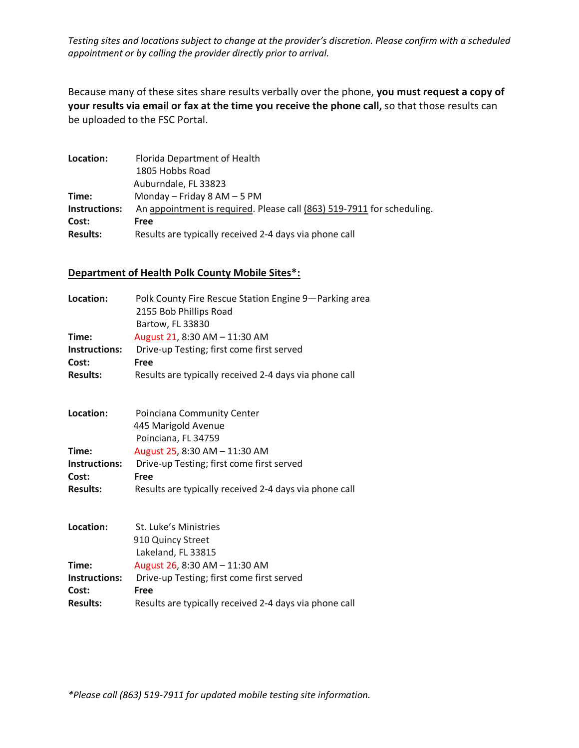*Testing sites and locations subject to change at the provider's discretion. Please confirm with a scheduled appointment or by calling the provider directly prior to arrival.*

Because many of these sites share results verbally over the phone, **you must request a copy of your results via email or fax at the time you receive the phone call,** so that those results can be uploaded to the FSC Portal.

**Location:** Florida Department of Health
1805 Hobbs Road
Auburndale, FL 33823
**Time:** Monday – Friday 8 AM – 5 PM
**Instructions:** An appointment is required. Please call (863) 519-7911 for scheduling.
**Cost:** **Free**
**Results:** Results are typically received 2-4 days via phone call

**Department of Health Polk County Mobile Sites*:**

**Location:** Polk County Fire Rescue Station Engine 9—Parking area
2155 Bob Phillips Road
Bartow, FL 33830
**Time:** August 21, 8:30 AM – 11:30 AM
**Instructions:** Drive-up Testing; first come first served
**Cost:** **Free**
**Results:** Results are typically received 2-4 days via phone call

**Location:** Poinciana Community Center
445 Marigold Avenue
Poinciana, FL 34759
**Time:** August 25, 8:30 AM – 11:30 AM
**Instructions:** Drive-up Testing; first come first served
**Cost:** **Free**
**Results:** Results are typically received 2-4 days via phone call

**Location:** St. Luke's Ministries
910 Quincy Street
Lakeland, FL 33815
**Time:** August 26, 8:30 AM – 11:30 AM
**Instructions:** Drive-up Testing; first come first served
**Cost:** **Free**
**Results:** Results are typically received 2-4 days via phone call

*\*Please call (863) 519-7911 for updated mobile testing site information.*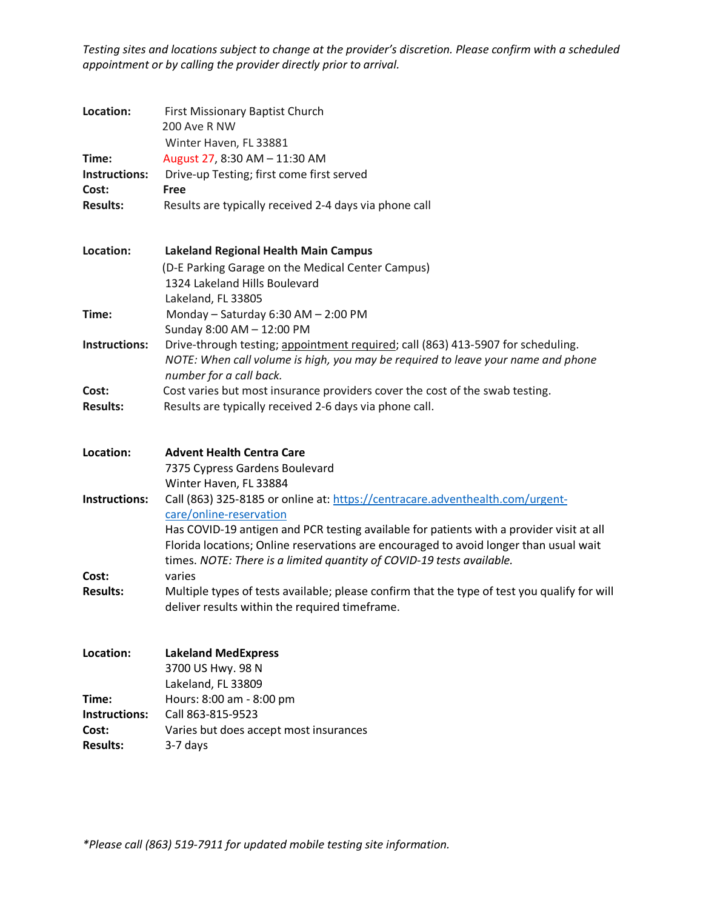*Testing sites and locations subject to change at the provider's discretion. Please confirm with a scheduled appointment or by calling the provider directly prior to arrival.*

**Location:** First Missionary Baptist Church
200 Ave R NW
Winter Haven, FL 33881
**Time:** August 27, 8:30 AM – 11:30 AM
**Instructions:** Drive-up Testing; first come first served
**Cost:** **Free**
**Results:** Results are typically received 2-4 days via phone call

**Location:** **Lakeland Regional Health Main Campus**
(D-E Parking Garage on the Medical Center Campus)
1324 Lakeland Hills Boulevard
Lakeland, FL 33805
**Time:** Monday – Saturday 6:30 AM – 2:00 PM
Sunday 8:00 AM – 12:00 PM
**Instructions:** Drive-through testing; appointment required; call (863) 413-5907 for scheduling.
*NOTE: When call volume is high, you may be required to leave your name and phone number for a call back.*
**Cost:** Cost varies but most insurance providers cover the cost of the swab testing.
**Results:** Results are typically received 2-6 days via phone call.

**Location:** **Advent Health Centra Care**
7375 Cypress Gardens Boulevard
Winter Haven, FL 33884
**Instructions:** Call (863) 325-8185 or online at: https://centracare.adventhealth.com/urgent-care/online-reservation
Has COVID-19 antigen and PCR testing available for patients with a provider visit at all Florida locations; Online reservations are encouraged to avoid longer than usual wait times. *NOTE: There is a limited quantity of COVID-19 tests available.*
**Cost:** varies
**Results:** Multiple types of tests available; please confirm that the type of test you qualify for will deliver results within the required timeframe.

**Location:** **Lakeland MedExpress**
3700 US Hwy. 98 N
Lakeland, FL 33809
**Time:** Hours: 8:00 am - 8:00 pm
**Instructions:** Call 863-815-9523
**Cost:** Varies but does accept most insurances
**Results:** 3-7 days

*\*Please call (863) 519-7911 for updated mobile testing site information.*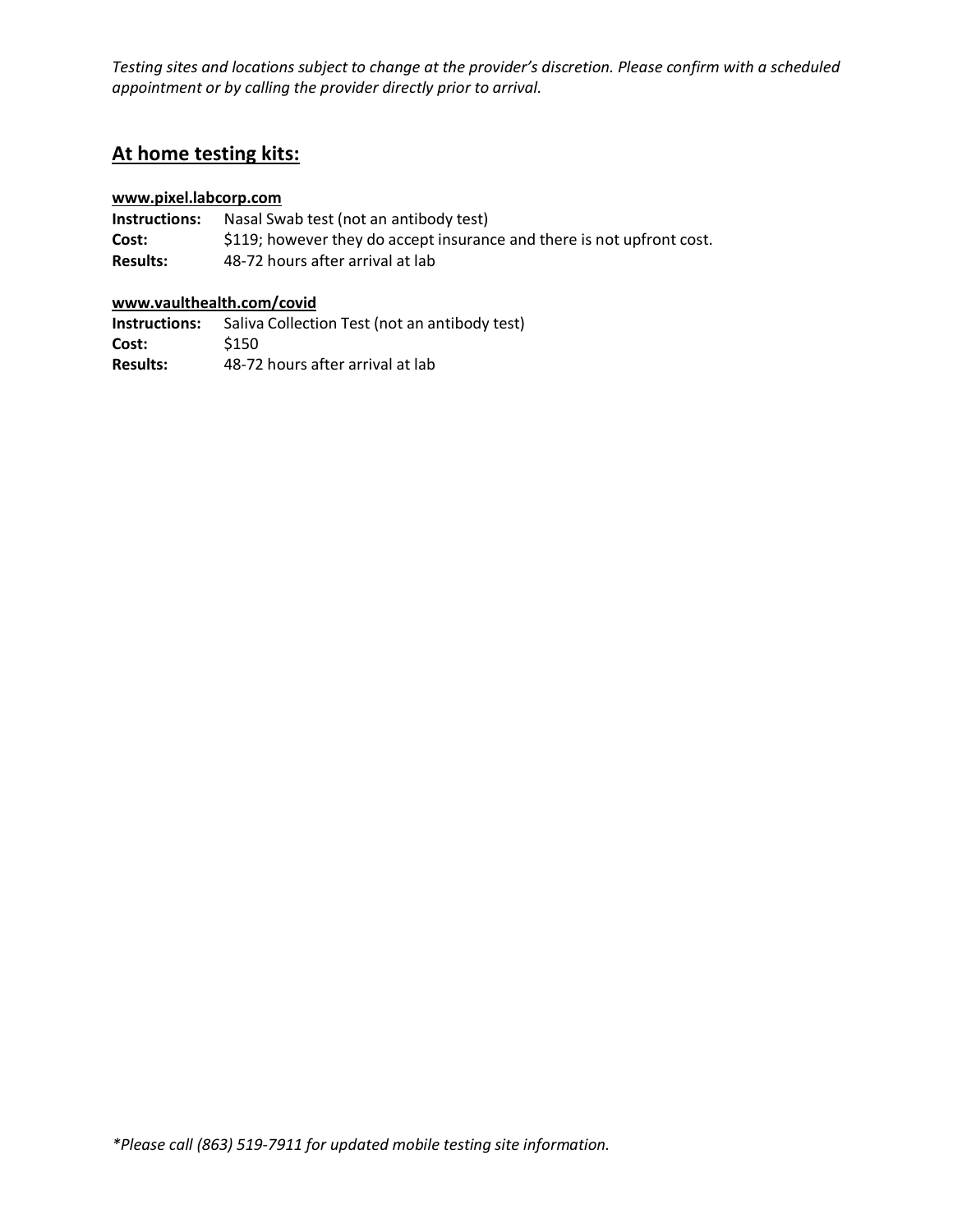*Testing sites and locations subject to change at the provider's discretion. Please confirm with a scheduled appointment or by calling the provider directly prior to arrival.*

## At home testing kits:

**www.pixel.labcorp.com**

**Instructions:** Nasal Swab test (not an antibody test)
**Cost:** $119; however they do accept insurance and there is not upfront cost.
**Results:** 48-72 hours after arrival at lab

**www.vaulthealth.com/covid**

**Instructions:** Saliva Collection Test (not an antibody test)
**Cost:** $150
**Results:** 48-72 hours after arrival at lab

*\*Please call (863) 519-7911 for updated mobile testing site information.*